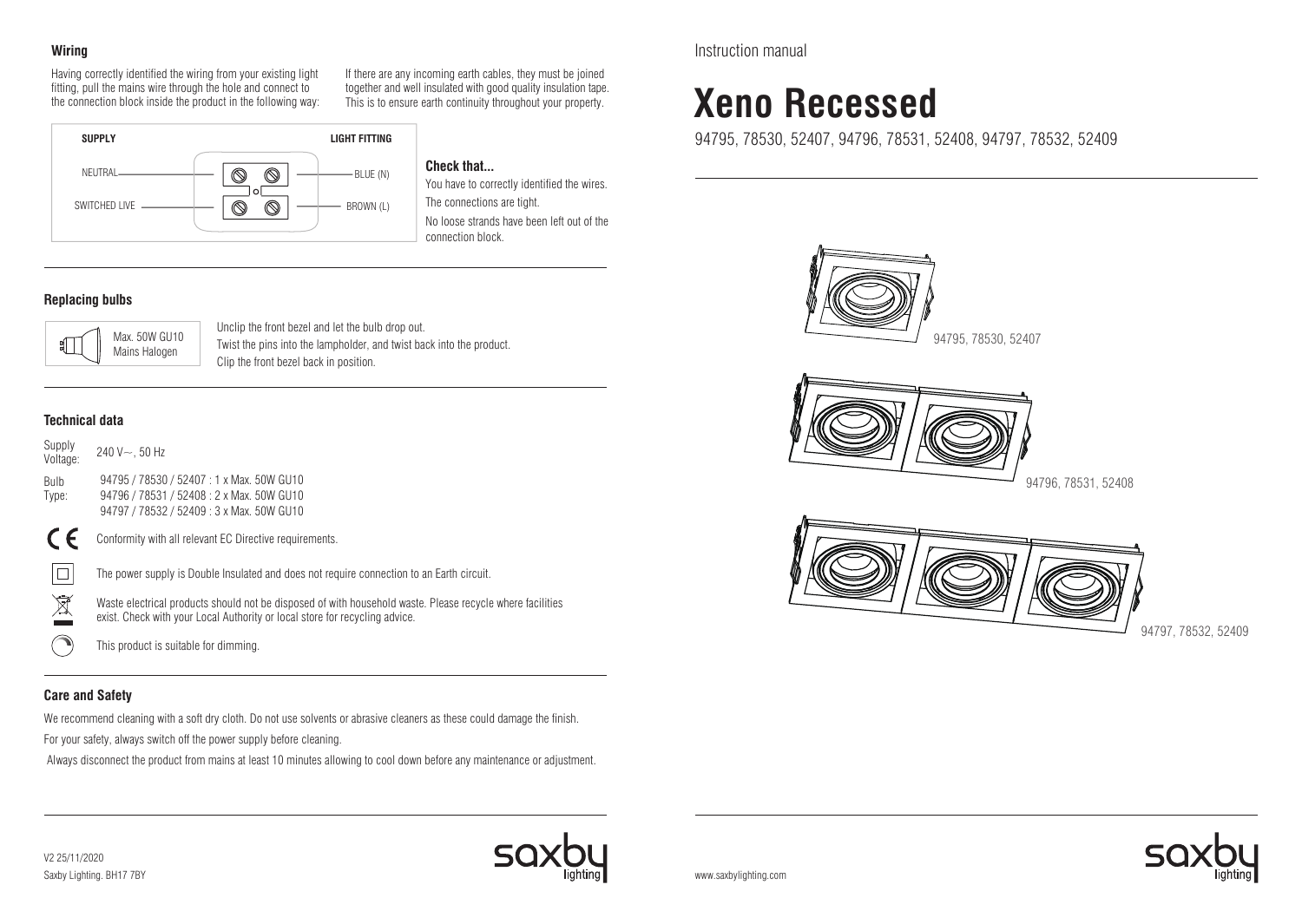Instruction manual

# Xeno Recessed

94795, 78530, 52407, 94796, 78531, 52408, 94797, 78532, 52409

94795, 78530, 52407

94796, 78531, 52408

94797, 78532, 52409

www.saxbylighting.com

## Wiring

Having correctly identified the wiring from your existing light fitting, pull the mains wire through the hole and connect to the connection block inside the product in the following way:

If there are any incoming earth cables, they must be joined together and well insulated with good quality insulation tape. This is to ensure earth continuity throughout your property.

| SUPPLY | LIGHT FITTING |
| --- | --- |
| NEUTRAL | BLUE (N) |
| SWITCHED LIVE | BROWN (L) |

**Check that...**

You have to correctly identified the wires.

The connections are tight.

No loose strands have been left out of the connection block.

## Replacing bulbs

Max. 50W GU10
Mains Halogen

Unclip the front bezel and let the bulb drop out.
Twist the pins into the lampholder, and twist back into the product.
Clip the front bezel back in position.

## Technical data

Supply Voltage: 240 V~, 50 Hz

Bulb Type:
94795 / 78530 / 52407 : 1 x Max. 50W GU10
94796 / 78531 / 52408 : 2 x Max. 50W GU10
94797 / 78532 / 52409 : 3 x Max. 50W GU10

Conformity with all relevant EC Directive requirements.

The power supply is Double Insulated and does not require connection to an Earth circuit.

Waste electrical products should not be disposed of with household waste. Please recycle where facilities exist. Check with your Local Authority or local store for recycling advice.

This product is suitable for dimming.

## Care and Safety

We recommend cleaning with a soft dry cloth. Do not use solvents or abrasive cleaners as these could damage the finish.

For your safety, always switch off the power supply before cleaning.

Always disconnect the product from mains at least 10 minutes allowing to cool down before any maintenance or adjustment.

V2 25/11/2020
Saxby Lighting. BH17 7BY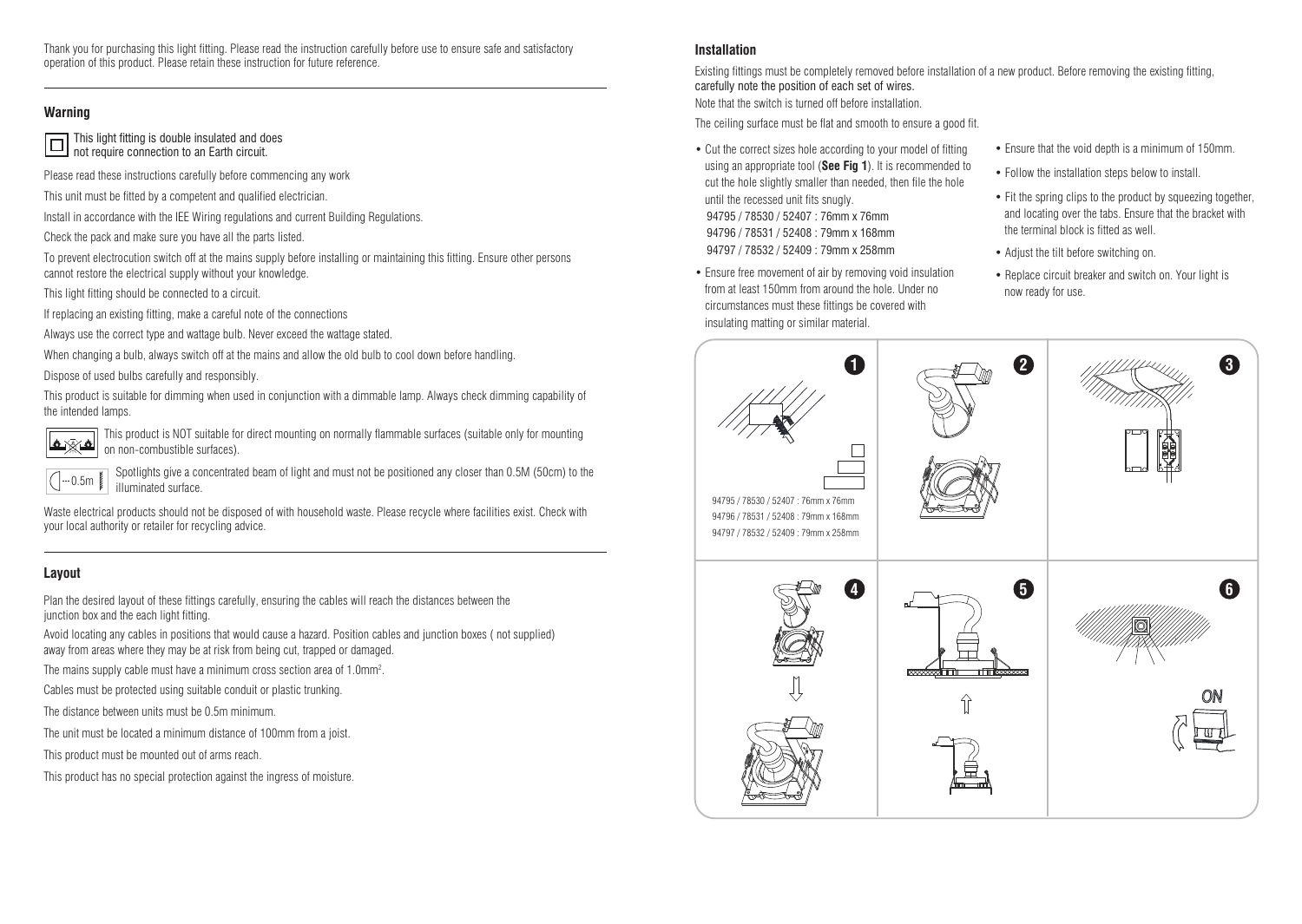Thank you for purchasing this light fitting. Please read the instruction carefully before use to ensure safe and satisfactory operation of this product. Please retain these instruction for future reference.

## Warning

This light fitting is double insulated and does not require connection to an Earth circuit.

Please read these instructions carefully before commencing any work

This unit must be fitted by a competent and qualified electrician.

Install in accordance with the IEE Wiring regulations and current Building Regulations.

Check the pack and make sure you have all the parts listed.

To prevent electrocution switch off at the mains supply before installing or maintaining this fitting. Ensure other persons cannot restore the electrical supply without your knowledge.

This light fitting should be connected to a circuit.

If replacing an existing fitting, make a careful note of the connections

Always use the correct type and wattage bulb. Never exceed the wattage stated.

When changing a bulb, always switch off at the mains and allow the old bulb to cool down before handling.

Dispose of used bulbs carefully and responsibly.

This product is suitable for dimming when used in conjunction with a dimmable lamp. Always check dimming capability of the intended lamps.

This product is NOT suitable for direct mounting on normally flammable surfaces (suitable only for mounting on non-combustible surfaces).

0.5m

Spotlights give a concentrated beam of light and must not be positioned any closer than 0.5M (50cm) to the illuminated surface.

Waste electrical products should not be disposed of with household waste. Please recycle where facilities exist. Check with your local authority or retailer for recycling advice.

## Layout

Plan the desired layout of these fittings carefully, ensuring the cables will reach the distances between the junction box and the each light fitting.

Avoid locating any cables in positions that would cause a hazard. Position cables and junction boxes ( not supplied) away from areas where they may be at risk from being cut, trapped or damaged.

The mains supply cable must have a minimum cross section area of $1.0mm^2$.

Cables must be protected using suitable conduit or plastic trunking.

The distance between units must be 0.5m minimum.

The unit must be located a minimum distance of 100mm from a joist.

This product must be mounted out of arms reach.

This product has no special protection against the ingress of moisture.

## Installation

Existing fittings must be completely removed before installation of a new product. Before removing the existing fitting, carefully note the position of each set of wires.

Note that the switch is turned off before installation.

The ceiling surface must be flat and smooth to ensure a good fit.

- Cut the correct sizes hole according to your model of fitting using an appropriate tool (**See Fig 1**). It is recommended to cut the hole slightly smaller than needed, then file the hole until the recessed unit fits snugly.
  94795 / 78530 / 52407 : 76mm x 76mm
  94796 / 78531 / 52408 : 79mm x 168mm
  94797 / 78532 / 52409 : 79mm x 258mm
- Ensure free movement of air by removing void insulation from at least 150mm from around the hole. Under no circumstances must these fittings be covered with insulating matting or similar material.
- Ensure that the void depth is a minimum of 150mm.
- Follow the installation steps below to install.
- Fit the spring clips to the product by squeezing together, and locating over the tabs. Ensure that the bracket with the terminal block is fitted as well.
- Adjust the tilt before switching on.
- Replace circuit breaker and switch on. Your light is now ready for use.

1

94795 / 78530 / 52407 : 76mm x 76mm
94796 / 78531 / 52408 : 79mm x 168mm
94797 / 78532 / 52409 : 79mm x 258mm

2

3

4

5

6

ON